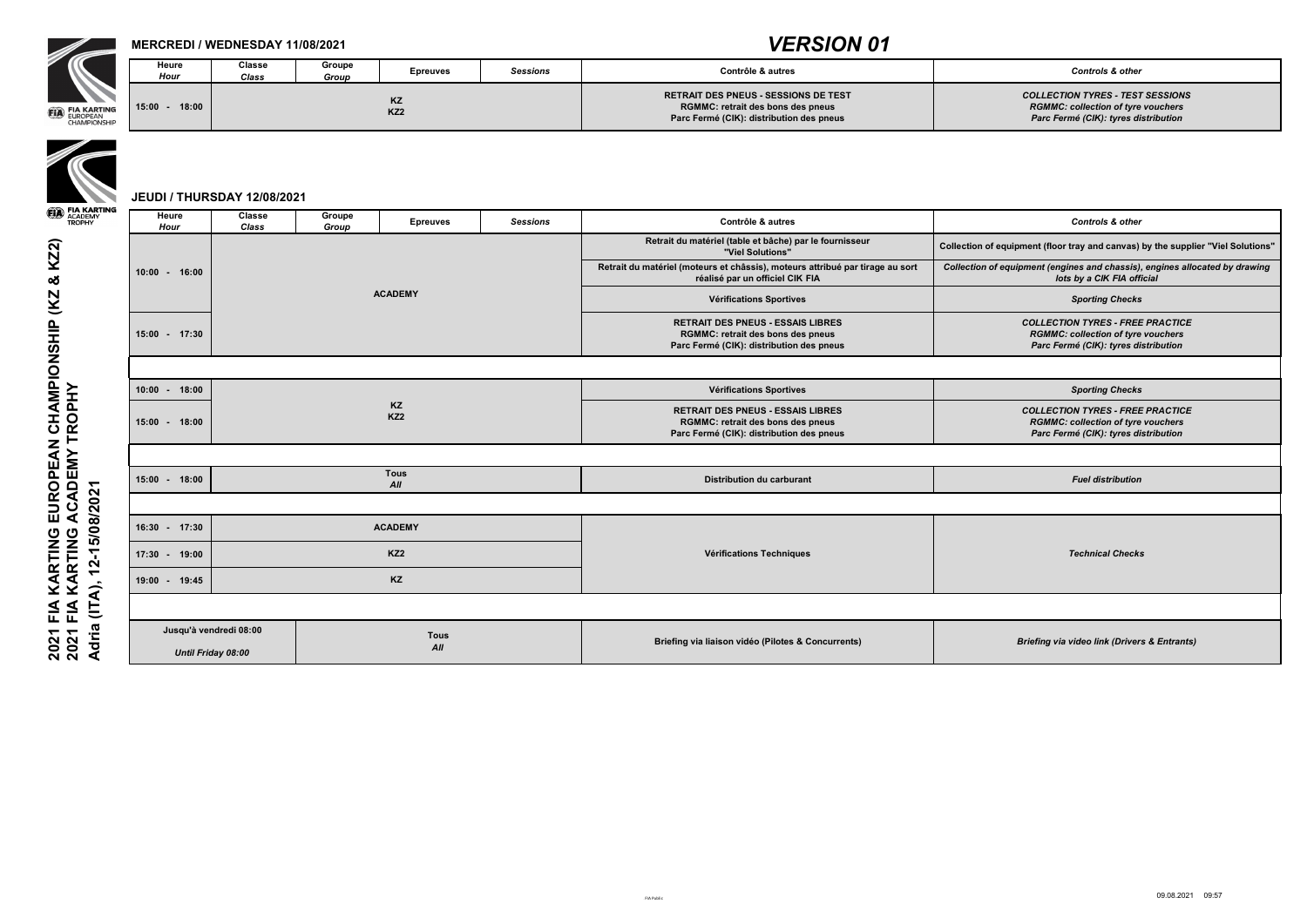# 2021 FIA KARTING EUROPEAN CHAMPIONSHIP (KZ & KZ2)
# 2021 FIA KARTING ACADEMY TROPHY
# Adria (ITA), 12-15/08/2021

## VERSION 01

### MERCREDI / WEDNESDAY 11/08/2021

| Heure *Hour* | Classe *Class* | Groupe *Group* | Epreuves | *Sessions* | Contrôle & autres | *Controls & other* |
|---|---|---|---|---|---|---|
| 15:00 - 18:00 | KZ<br>KZ2 | | | | RETRAIT DES PNEUS - SESSIONS DE TEST<br>RGMMC: retrait des bons des pneus<br>Parc Fermé (CIK): distribution des pneus | *COLLECTION TYRES - TEST SESSIONS*<br>*RGMMC: collection of tyre vouchers*<br>*Parc Fermé (CIK): tyres distribution* |

### JEUDI / THURSDAY 12/08/2021

| Heure *Hour* | Classe *Class* | Groupe *Group* | Epreuves | *Sessions* | Contrôle & autres | *Controls & other* |
|---|---|---|---|---|---|---|
| 10:00 - 16:00 | ACADEMY | | | | Retrait du matériel (table et bâche) par le fournisseur "Viel Solutions" | Collection of equipment (floor tray and canvas) by the supplier "Viel Solutions" |
| | ACADEMY | | | | Retrait du matériel (moteurs et châssis), moteurs attribué par tirage au sort réalisé par un officiel CIK FIA | *Collection of equipment (engines and chassis), engines allocated by drawing lots by a CIK FIA official* |
| | ACADEMY | | | | Vérifications Sportives | *Sporting Checks* |
| 15:00 - 17:30 | ACADEMY | | | | RETRAIT DES PNEUS - ESSAIS LIBRES<br>RGMMC: retrait des bons des pneus<br>Parc Fermé (CIK): distribution des pneus | *COLLECTION TYRES - FREE PRACTICE*<br>*RGMMC: collection of tyre vouchers*<br>*Parc Fermé (CIK): tyres distribution* |
| 10:00 - 18:00 | KZ<br>KZ2 | | | | Vérifications Sportives | *Sporting Checks* |
| 15:00 - 18:00 | KZ<br>KZ2 | | | | RETRAIT DES PNEUS - ESSAIS LIBRES<br>RGMMC: retrait des bons des pneus<br>Parc Fermé (CIK): distribution des pneus | *COLLECTION TYRES - FREE PRACTICE*<br>*RGMMC: collection of tyre vouchers*<br>*Parc Fermé (CIK): tyres distribution* |
| 15:00 - 18:00 | Tous<br>*All* | | | | Distribution du carburant | *Fuel distribution* |
| 16:30 - 17:30 | ACADEMY | | | | Vérifications Techniques | *Technical Checks* |
| 17:30 - 19:00 | KZ2 | | | | Vérifications Techniques | *Technical Checks* |
| 19:00 - 19:45 | KZ | | | | Vérifications Techniques | *Technical Checks* |
| Jusqu'à vendredi 08:00<br>*Until Friday 08:00* | Tous<br>*All* | | | | Briefing via liaison vidéo (Pilotes & Concurrents) | *Briefing via video link (Drivers & Entrants)* |

09.08.2021 09:57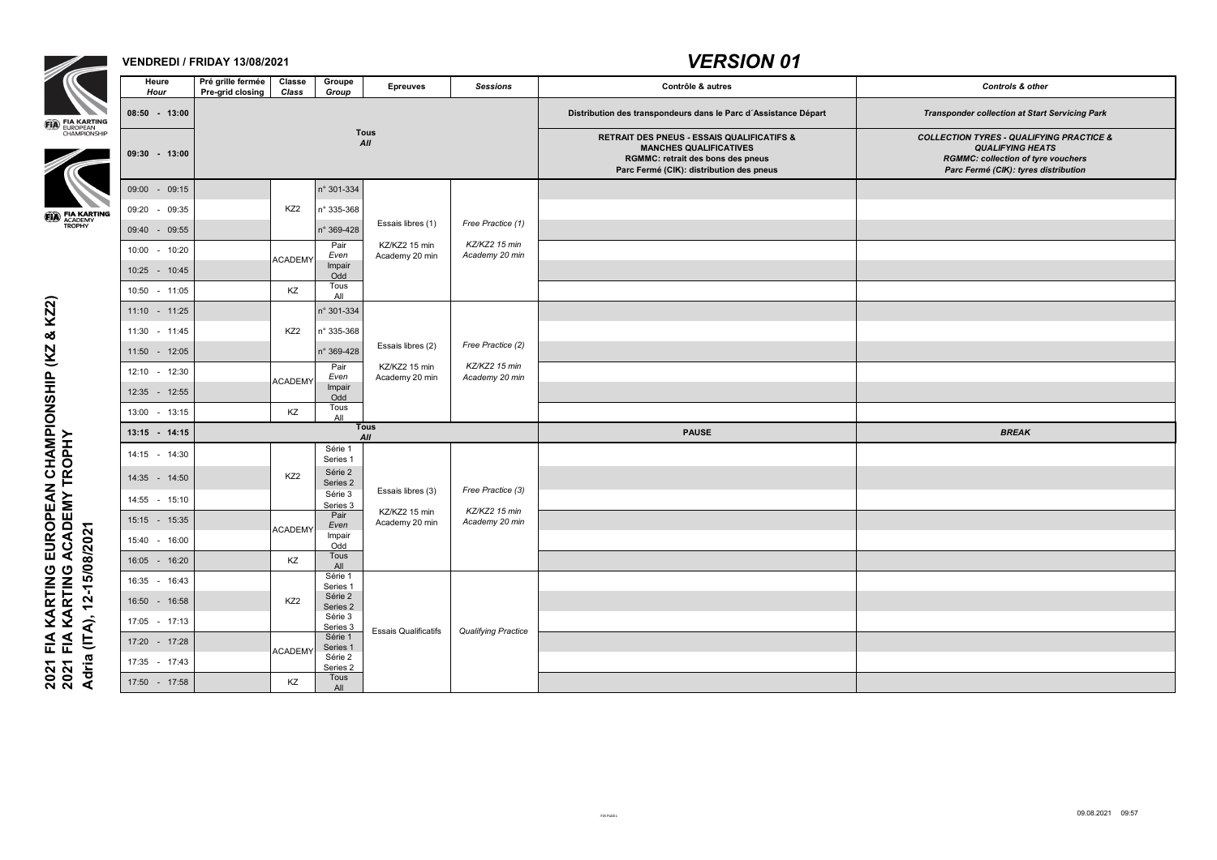# 2021 FIA KARTING EUROPEAN CHAMPIONSHIP (KZ & KZ2)
# 2021 FIA KARTING ACADEMY TROPHY
# Adria (ITA), 12-15/08/2021

FIA KARTING EUROPEAN CHAMPIONSHIP

FIA KARTING ACADEMY TROPHY

## VENDREDI / FRIDAY 13/08/2021

## *VERSION 01*

| Heure *Hour* | Pré grille fermée *Pre-grid closing* | Classe *Class* | Groupe *Group* | Epreuves | *Sessions* | Contrôle & autres | *Controls & other* |
|---|---|---|---|---|---|---|---|
| 08:50 - 13:00 | Tous *All* | | | | | Distribution des transpondeurs dans le Parc d´Assistance Départ | *Transponder collection at Start Servicing Park* |
| 09:30 - 13:00 | Tous *All* | | | | | RETRAIT DES PNEUS - ESSAIS QUALIFICATIFS & MANCHES QUALIFICATIVES RGMMC: retrait des bons des pneus Parc Fermé (CIK): distribution des pneus | *COLLECTION TYRES - QUALIFYING PRACTICE & QUALIFYING HEATS RGMMC: collection of tyre vouchers Parc Fermé (CIK): tyres distribution* |
| 09:00 - 09:15 | | KZ2 | n° 301-334 | Essais libres (1) KZ/KZ2 15 min Academy 20 min | *Free Practice (1) KZ/KZ2 15 min Academy 20 min* | | |
| 09:20 - 09:35 | | KZ2 | n° 335-368 | | | | |
| 09:40 - 09:55 | | KZ2 | n° 369-428 | | | | |
| 10:00 - 10:20 | | ACADEMY | Pair *Even* | | | | |
| 10:25 - 10:45 | | ACADEMY | Impair *Odd* | | | | |
| 10:50 - 11:05 | | KZ | Tous *All* | | | | |
| 11:10 - 11:25 | | KZ2 | n° 301-334 | Essais libres (2) KZ/KZ2 15 min Academy 20 min | *Free Practice (2) KZ/KZ2 15 min Academy 20 min* | | |
| 11:30 - 11:45 | | KZ2 | n° 335-368 | | | | |
| 11:50 - 12:05 | | KZ2 | n° 369-428 | | | | |
| 12:10 - 12:30 | | ACADEMY | Pair *Even* | | | | |
| 12:35 - 12:55 | | ACADEMY | Impair *Odd* | | | | |
| 13:00 - 13:15 | | KZ | Tous *All* | | | | |
| 13:15 - 14:15 | Tous *All* | | | | | PAUSE | *BREAK* |
| 14:15 - 14:30 | | KZ2 | Série 1 *Series 1* | Essais libres (3) KZ/KZ2 15 min Academy 20 min | *Free Practice (3) KZ/KZ2 15 min Academy 20 min* | | |
| 14:35 - 14:50 | | KZ2 | Série 2 *Series 2* | | | | |
| 14:55 - 15:10 | | KZ2 | Série 3 *Series 3* | | | | |
| 15:15 - 15:35 | | ACADEMY | Pair *Even* | | | | |
| 15:40 - 16:00 | | ACADEMY | Impair *Odd* | | | | |
| 16:05 - 16:20 | | KZ | Tous *All* | | | | |
| 16:35 - 16:43 | | KZ2 | Série 1 *Series 1* | Essais Qualificatifs | *Qualifying Practice* | | |
| 16:50 - 16:58 | | KZ2 | Série 2 *Series 2* | | | | |
| 17:05 - 17:13 | | KZ2 | Série 3 *Series 3* | | | | |
| 17:20 - 17:28 | | ACADEMY | Série 1 *Series 1* | | | | |
| 17:35 - 17:43 | | ACADEMY | Série 2 *Series 2* | | | | |
| 17:50 - 17:58 | | KZ | Tous *All* | | | | |

FIA Public

09.08.2021 09:57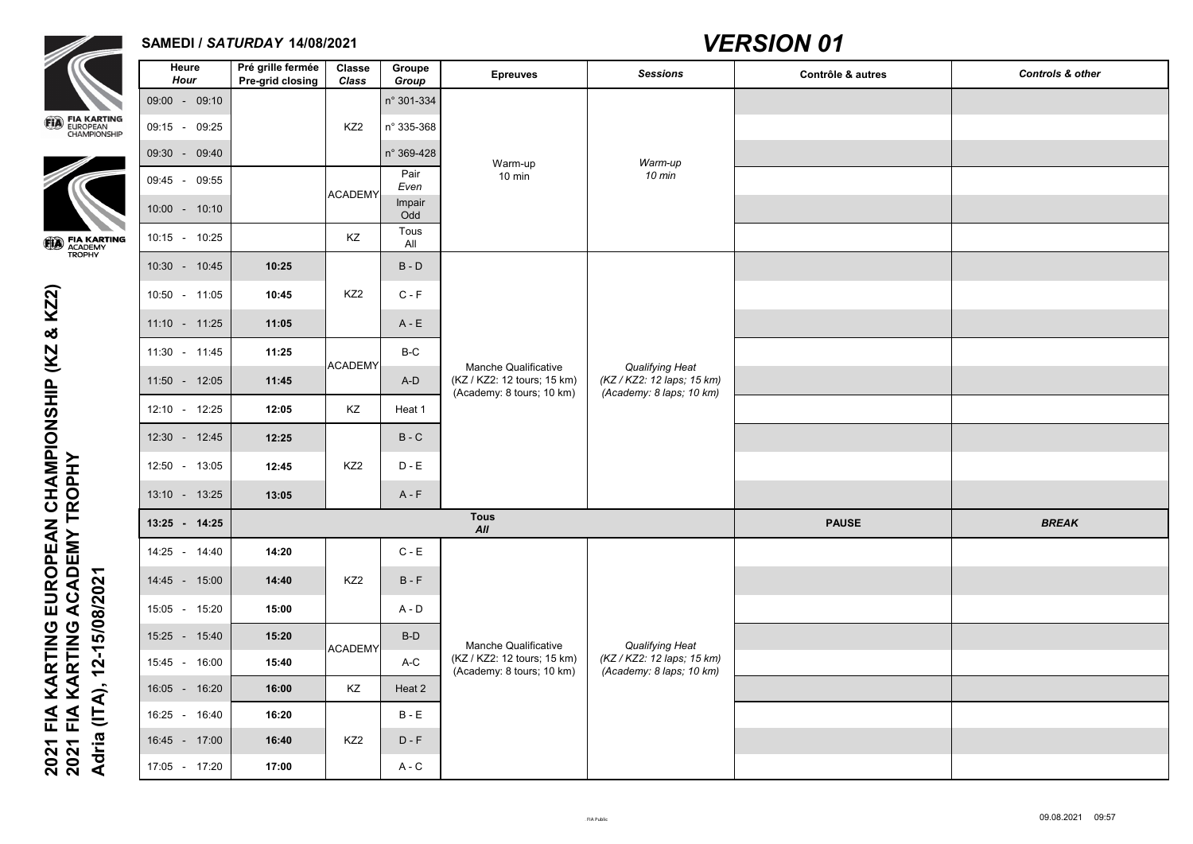# 2021 FIA KARTING EUROPEAN CHAMPIONSHIP (KZ & KZ2)
# 2021 FIA KARTING ACADEMY TROPHY
## Adria (ITA), 12-15/08/2021

**SAMEDI / *SATURDAY* 14/08/2021**

## *VERSION 01*

| Heure *Hour* | Pré grille fermée **Pre-grid closing** | Classe *Class* | Groupe *Group* | Epreuves | *Sessions* | Contrôle & autres | *Controls & other* |
|---|---|---|---|---|---|---|---|
| 09:00 - 09:10 | | KZ2 | n° 301-334 | Warm-up 10 min | *Warm-up 10 min* | | |
| 09:15 - 09:25 | | KZ2 | n° 335-368 | | | | |
| 09:30 - 09:40 | | KZ2 | n° 369-428 | | | | |
| 09:45 - 09:55 | | ACADEMY | Pair *Even* | | | | |
| 10:00 - 10:10 | | ACADEMY | Impair Odd | | | | |
| 10:15 - 10:25 | | KZ | Tous All | | | | |
| 10:30 - 10:45 | **10:25** | KZ2 | B - D | Manche Qualificative (KZ / KZ2: 12 tours; 15 km) (Academy: 8 tours; 10 km) | *Qualifying Heat (KZ / KZ2: 12 laps; 15 km) (Academy: 8 laps; 10 km)* | | |
| 10:50 - 11:05 | **10:45** | KZ2 | C - F | | | | |
| 11:10 - 11:25 | **11:05** | KZ2 | A - E | | | | |
| 11:30 - 11:45 | **11:25** | ACADEMY | B-C | | | | |
| 11:50 - 12:05 | **11:45** | ACADEMY | A-D | | | | |
| 12:10 - 12:25 | **12:05** | KZ | Heat 1 | | | | |
| 12:30 - 12:45 | **12:25** | KZ2 | B - C | | | | |
| 12:50 - 13:05 | **12:45** | KZ2 | D - E | | | | |
| 13:10 - 13:25 | **13:05** | KZ2 | A - F | | | | |
| **13:25 - 14:25** | | | | **Tous** ***All*** | | **PAUSE** | ***BREAK*** |
| 14:25 - 14:40 | **14:20** | KZ2 | C - E | Manche Qualificative (KZ / KZ2: 12 tours; 15 km) (Academy: 8 tours; 10 km) | *Qualifying Heat (KZ / KZ2: 12 laps; 15 km) (Academy: 8 laps; 10 km)* | | |
| 14:45 - 15:00 | **14:40** | KZ2 | B - F | | | | |
| 15:05 - 15:20 | **15:00** | KZ2 | A - D | | | | |
| 15:25 - 15:40 | **15:20** | ACADEMY | B-D | | | | |
| 15:45 - 16:00 | **15:40** | ACADEMY | A-C | | | | |
| 16:05 - 16:20 | **16:00** | KZ | Heat 2 | | | | |
| 16:25 - 16:40 | **16:20** | KZ2 | B - E | | | | |
| 16:45 - 17:00 | **16:40** | KZ2 | D - F | | | | |
| 17:05 - 17:20 | **17:00** | KZ2 | A - C | | | | |

09.08.2021 09:57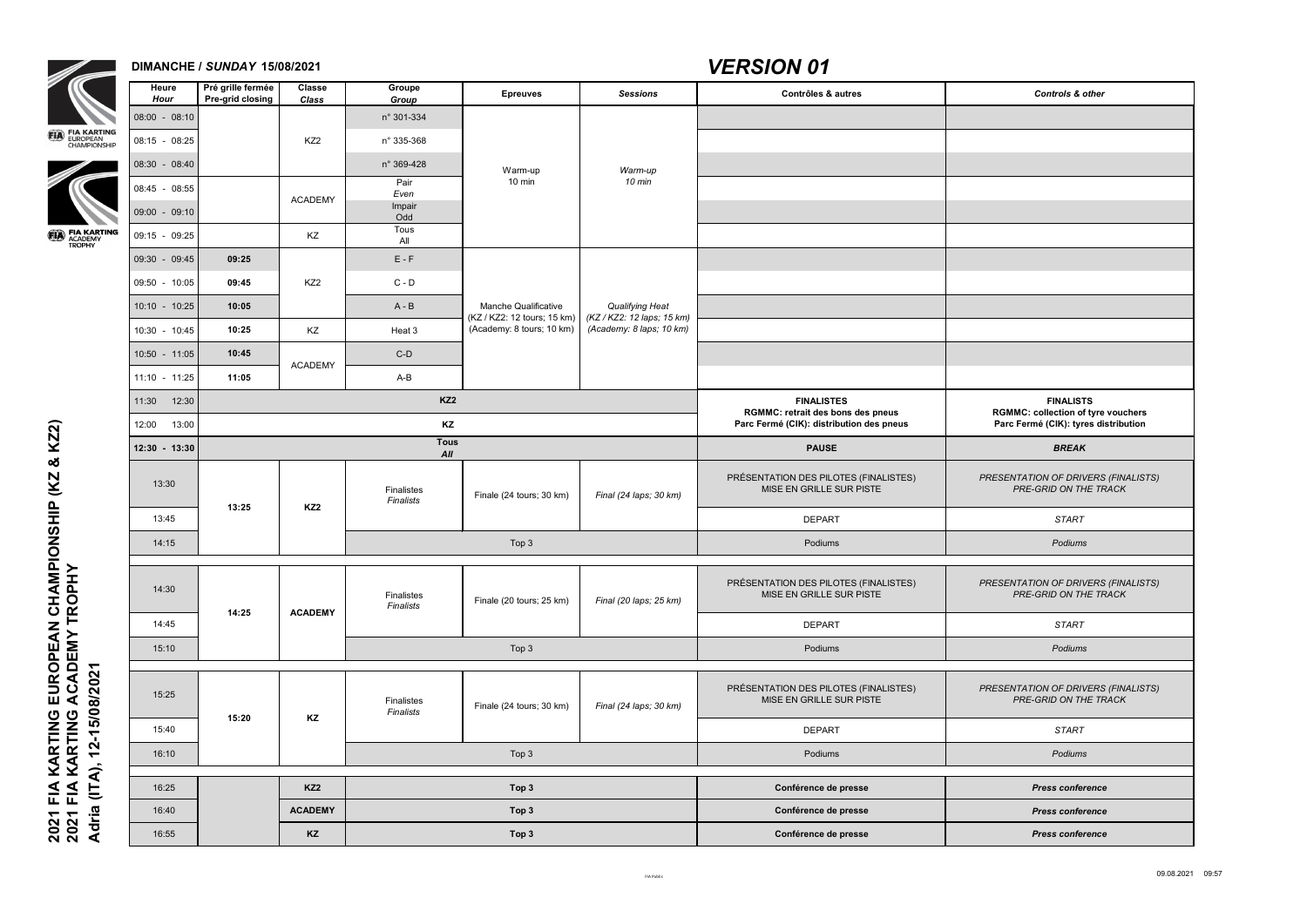**2021 FIA KARTING EUROPEAN CHAMPIONSHIP (KZ & KZ2)**
**2021 FIA KARTING ACADEMY TROPHY**
**Adria (ITA), 12-15/08/2021**

## DIMANCHE / *SUNDAY* 15/08/2021

## *VERSION 01*

| Heure *Hour* | Pré grille fermée *Pre-grid closing* | Classe *Class* | Groupe *Group* | Epreuves | *Sessions* | Contrôles & autres | *Controls & other* |
|---|---|---|---|---|---|---|---|
| 08:00 - 08:10 | | KZ2 | n° 301-334 | Warm-up 10 min | *Warm-up 10 min* | | |
| 08:15 - 08:25 | | KZ2 | n° 335-368 | | | | |
| 08:30 - 08:40 | | KZ2 | n° 369-428 | | | | |
| 08:45 - 08:55 | | ACADEMY | Pair *Even* | | | | |
| 09:00 - 09:10 | | ACADEMY | Impair *Odd* | | | | |
| 09:15 - 09:25 | | KZ | Tous *All* | | | | |
| 09:30 - 09:45 | **09:25** | KZ2 | E - F | Manche Qualificative (KZ / KZ2: 12 tours; 15 km) (Academy: 8 tours; 10 km) | *Qualifying Heat (KZ / KZ2: 12 laps; 15 km) (Academy: 8 laps; 10 km)* | | |
| 09:50 - 10:05 | **09:45** | KZ2 | C - D | | | | |
| 10:10 - 10:25 | **10:05** | KZ2 | A - B | | | | |
| 10:30 - 10:45 | **10:25** | KZ | Heat 3 | | | | |
| 10:50 - 11:05 | **10:45** | ACADEMY | C-D | | | | |
| 11:10 - 11:25 | **11:05** | ACADEMY | A-B | | | | |
| 11:30 12:30 | | | **KZ2** | | | **FINALISTES** RGMMC: retrait des bons des pneus Parc Fermé (CIK): distribution des pneus | ***FINALISTS*** *RGMMC: collection of tyre vouchers Parc Fermé (CIK): tyres distribution* |
| 12:00 13:00 | | | **KZ** | | | | |
| **12:30 - 13:30** | | | **Tous *All*** | | | **PAUSE** | ***BREAK*** |
| 13:30 | 13:25 | **KZ2** | Finalistes *Finalists* | Finale (24 tours; 30 km) | *Final (24 laps; 30 km)* | PRÉSENTATION DES PILOTES (FINALISTES) MISE EN GRILLE SUR PISTE | *PRESENTATION OF DRIVERS (FINALISTS) PRE-GRID ON THE TRACK* |
| 13:45 | | | | | | DEPART | *START* |
| 14:15 | | | Top 3 | | | Podiums | *Podiums* |
| 14:30 | 14:25 | **ACADEMY** | Finalistes *Finalists* | Finale (20 tours; 25 km) | *Final (20 laps; 25 km)* | PRÉSENTATION DES PILOTES (FINALISTES) MISE EN GRILLE SUR PISTE | *PRESENTATION OF DRIVERS (FINALISTS) PRE-GRID ON THE TRACK* |
| 14:45 | | | | | | DEPART | *START* |
| 15:10 | | | Top 3 | | | Podiums | *Podiums* |
| 15:25 | 15:20 | **KZ** | Finalistes *Finalists* | Finale (24 tours; 30 km) | *Final (24 laps; 30 km)* | PRÉSENTATION DES PILOTES (FINALISTES) MISE EN GRILLE SUR PISTE | *PRESENTATION OF DRIVERS (FINALISTS) PRE-GRID ON THE TRACK* |
| 15:40 | | | | | | DEPART | *START* |
| 16:10 | | | Top 3 | | | Podiums | *Podiums* |
| 16:25 | | **KZ2** | **Top 3** | | | **Conférence de presse** | ***Press conference*** |
| 16:40 | | **ACADEMY** | **Top 3** | | | **Conférence de presse** | ***Press conference*** |
| 16:55 | | **KZ** | **Top 3** | | | **Conférence de presse** | ***Press conference*** |

09.08.2021 09:57